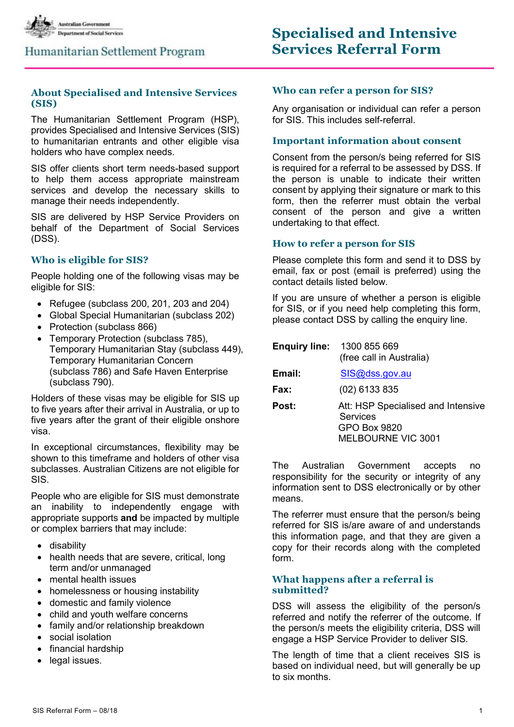Australian Government
Department of Social Services

Humanitarian Settlement Program

# Specialised and Intensive Services Referral Form

## About Specialised and Intensive Services (SIS)

The Humanitarian Settlement Program (HSP), provides Specialised and Intensive Services (SIS) to humanitarian entrants and other eligible visa holders who have complex needs.

SIS offer clients short term needs-based support to help them access appropriate mainstream services and develop the necessary skills to manage their needs independently.

SIS are delivered by HSP Service Providers on behalf of the Department of Social Services (DSS).

## Who is eligible for SIS?

People holding one of the following visas may be eligible for SIS:

- Refugee (subclass 200, 201, 203 and 204)
- Global Special Humanitarian (subclass 202)
- Protection (subclass 866)
- Temporary Protection (subclass 785), Temporary Humanitarian Stay (subclass 449), Temporary Humanitarian Concern (subclass 786) and Safe Haven Enterprise (subclass 790).

Holders of these visas may be eligible for SIS up to five years after their arrival in Australia, or up to five years after the grant of their eligible onshore visa.

In exceptional circumstances, flexibility may be shown to this timeframe and holders of other visa subclasses. Australian Citizens are not eligible for SIS.

People who are eligible for SIS must demonstrate an inability to independently engage with appropriate supports **and** be impacted by multiple or complex barriers that may include:

- disability
- health needs that are severe, critical, long term and/or unmanaged
- mental health issues
- homelessness or housing instability
- domestic and family violence
- child and youth welfare concerns
- family and/or relationship breakdown
- social isolation
- financial hardship
- legal issues.

## Who can refer a person for SIS?

Any organisation or individual can refer a person for SIS. This includes self-referral.

## Important information about consent

Consent from the person/s being referred for SIS is required for a referral to be assessed by DSS. If the person is unable to indicate their written consent by applying their signature or mark to this form, then the referrer must obtain the verbal consent of the person and give a written undertaking to that effect.

## How to refer a person for SIS

Please complete this form and send it to DSS by email, fax or post (email is preferred) using the contact details listed below.

If you are unsure of whether a person is eligible for SIS, or if you need help completing this form, please contact DSS by calling the enquiry line.

**Enquiry line:** 1300 855 669 (free call in Australia)

**Email:** SIS@dss.gov.au

**Fax:** (02) 6133 835

**Post:** Att: HSP Specialised and Intensive Services
GPO Box 9820
MELBOURNE VIC 3001

The Australian Government accepts no responsibility for the security or integrity of any information sent to DSS electronically or by other means.

The referrer must ensure that the person/s being referred for SIS is/are aware of and understands this information page, and that they are given a copy for their records along with the completed form.

## What happens after a referral is submitted?

DSS will assess the eligibility of the person/s referred and notify the referrer of the outcome. If the person/s meets the eligibility criteria, DSS will engage a HSP Service Provider to deliver SIS.

The length of time that a client receives SIS is based on individual need, but will generally be up to six months.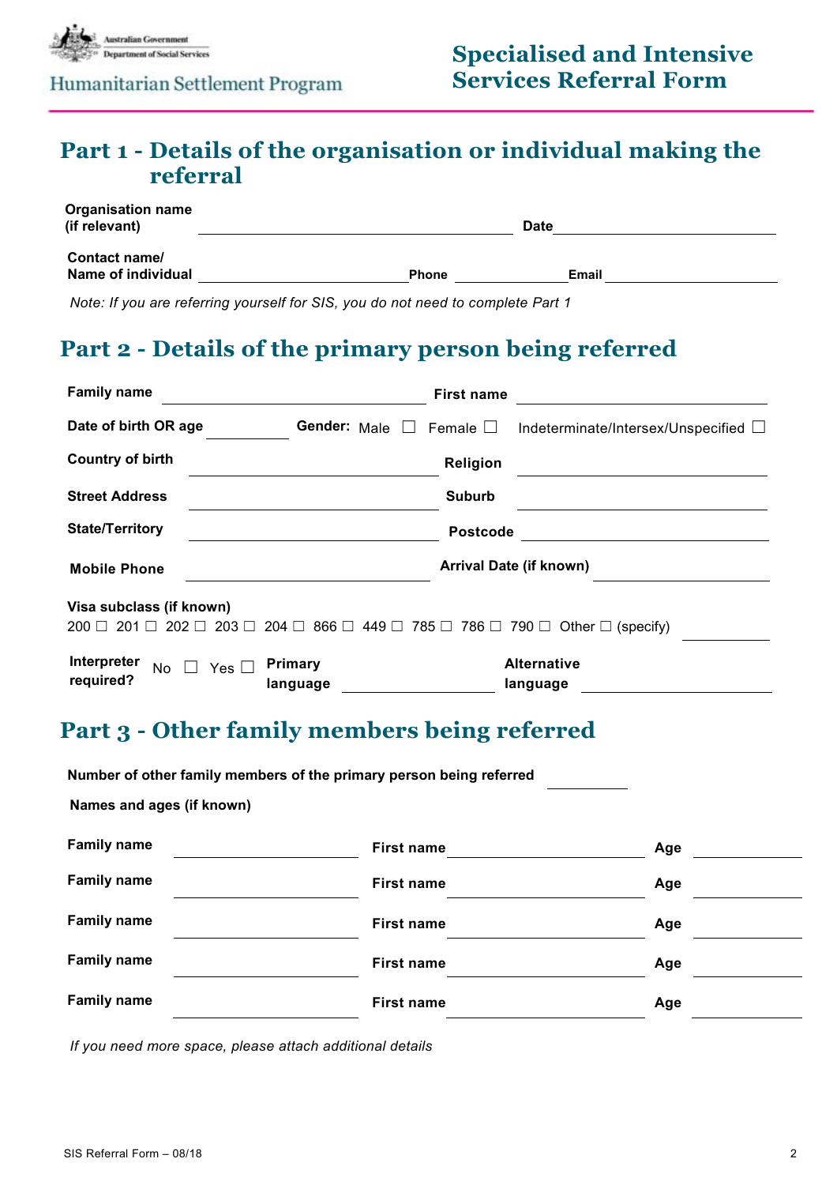Australian Government
Department of Social Services

Humanitarian Settlement Program

# Specialised and Intensive Services Referral Form

## Part 1 - Details of the organisation or individual making the referral

**Organisation name (if relevant)** ____________________ **Date** ____________________

**Contact name/ Name of individual** ____________________ **Phone** ____________ **Email** ____________________

*Note: If you are referring yourself for SIS, you do not need to complete Part 1*

## Part 2 - Details of the primary person being referred

**Family name** ____________________ **First name** ____________________

**Date of birth OR age** __________ **Gender:** Male ☐ Female ☐ Indeterminate/Intersex/Unspecified ☐

**Country of birth** ____________________ **Religion** ____________________

**Street Address** ____________________ **Suburb** ____________________

**State/Territory** ____________________ **Postcode** ____________________

**Mobile Phone** ____________________ **Arrival Date (if known)** ____________________

**Visa subclass (if known)**
200 ☐ 201 ☐ 202 ☐ 203 ☐ 204 ☐ 866 ☐ 449 ☐ 785 ☐ 786 ☐ 790 ☐ Other ☐ (specify) __________

**Interpreter required?** No ☐ Yes ☐ **Primary language** ____________ **Alternative language** ____________

## Part 3 - Other family members being referred

**Number of other family members of the primary person being referred** __________

**Names and ages (if known)**

| Family name | First name | Age |
|---|---|---|
| | | |
| | | |
| | | |
| | | |
| | | |

*If you need more space, please attach additional details*

SIS Referral Form – 08/18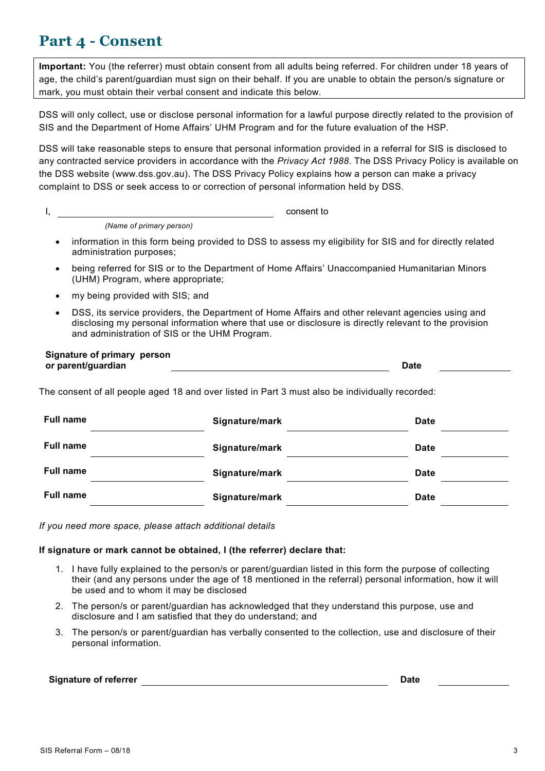# Part 4 - Consent

**Important:** You (the referrer) must obtain consent from all adults being referred. For children under 18 years of age, the child's parent/guardian must sign on their behalf. If you are unable to obtain the person/s signature or mark, you must obtain their verbal consent and indicate this below.

DSS will only collect, use or disclose personal information for a lawful purpose directly related to the provision of SIS and the Department of Home Affairs' UHM Program and for the future evaluation of the HSP.

DSS will take reasonable steps to ensure that personal information provided in a referral for SIS is disclosed to any contracted service providers in accordance with the *Privacy Act 1988*. The DSS Privacy Policy is available on the DSS website (www.dss.gov.au). The DSS Privacy Policy explains how a person can make a privacy complaint to DSS or seek access to or correction of personal information held by DSS.

I, ______________________________ consent to

*(Name of primary person)*

- information in this form being provided to DSS to assess my eligibility for SIS and for directly related administration purposes;
- being referred for SIS or to the Department of Home Affairs' Unaccompanied Humanitarian Minors (UHM) Program, where appropriate;
- my being provided with SIS; and
- DSS, its service providers, the Department of Home Affairs and other relevant agencies using and disclosing my personal information where that use or disclosure is directly relevant to the provision and administration of SIS or the UHM Program.

**Signature of primary person or parent/guardian** ______________________________ **Date** __________

The consent of all people aged 18 and over listed in Part 3 must also be individually recorded:

| **Full name** | | **Signature/mark** | | **Date** | |
|---|---|---|---|---|---|
| **Full name** | | **Signature/mark** | | **Date** | |
| **Full name** | | **Signature/mark** | | **Date** | |
| **Full name** | | **Signature/mark** | | **Date** | |

*If you need more space, please attach additional details*

**If signature or mark cannot be obtained, I (the referrer) declare that:**

1. I have fully explained to the person/s or parent/guardian listed in this form the purpose of collecting their (and any persons under the age of 18 mentioned in the referral) personal information, how it will be used and to whom it may be disclosed
2. The person/s or parent/guardian has acknowledged that they understand this purpose, use and disclosure and I am satisfied that they do understand; and
3. The person/s or parent/guardian has verbally consented to the collection, use and disclosure of their personal information.

**Signature of referrer** ______________________________ **Date** __________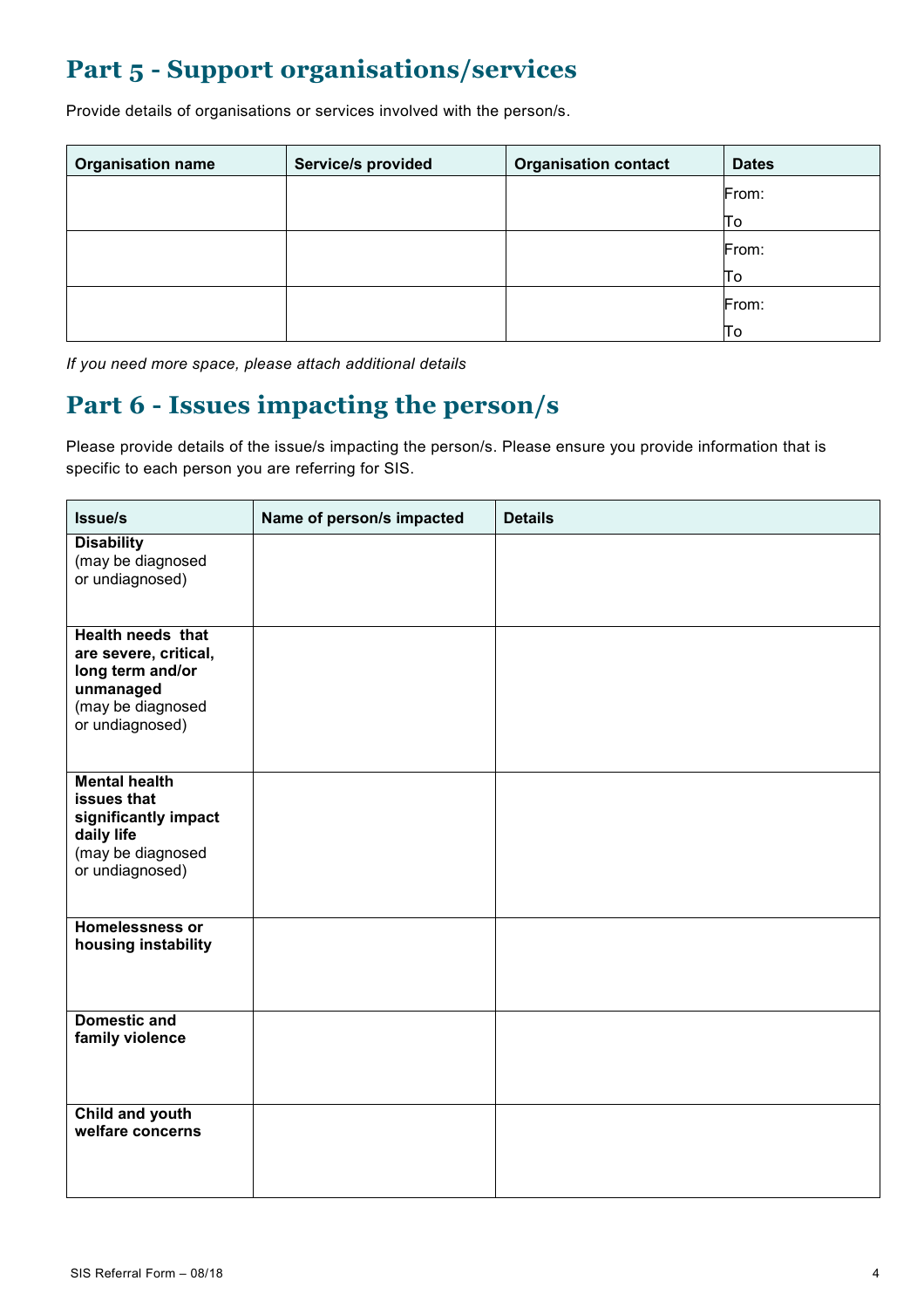## Part 5 - Support organisations/services

Provide details of organisations or services involved with the person/s.

| Organisation name | Service/s provided | Organisation contact | Dates |
|---|---|---|---|
| | | | From:<br>To |
| | | | From:<br>To |
| | | | From:<br>To |

*If you need more space, please attach additional details*

## Part 6 - Issues impacting the person/s

Please provide details of the issue/s impacting the person/s. Please ensure you provide information that is specific to each person you are referring for SIS.

| Issue/s | Name of person/s impacted | Details |
|---|---|---|
| **Disability** (may be diagnosed or undiagnosed) | | |
| **Health needs that are severe, critical, long term and/or unmanaged** (may be diagnosed or undiagnosed) | | |
| **Mental health issues that significantly impact daily life** (may be diagnosed or undiagnosed) | | |
| **Homelessness or housing instability** | | |
| **Domestic and family violence** | | |
| **Child and youth welfare concerns** | | |

SIS Referral Form – 08/18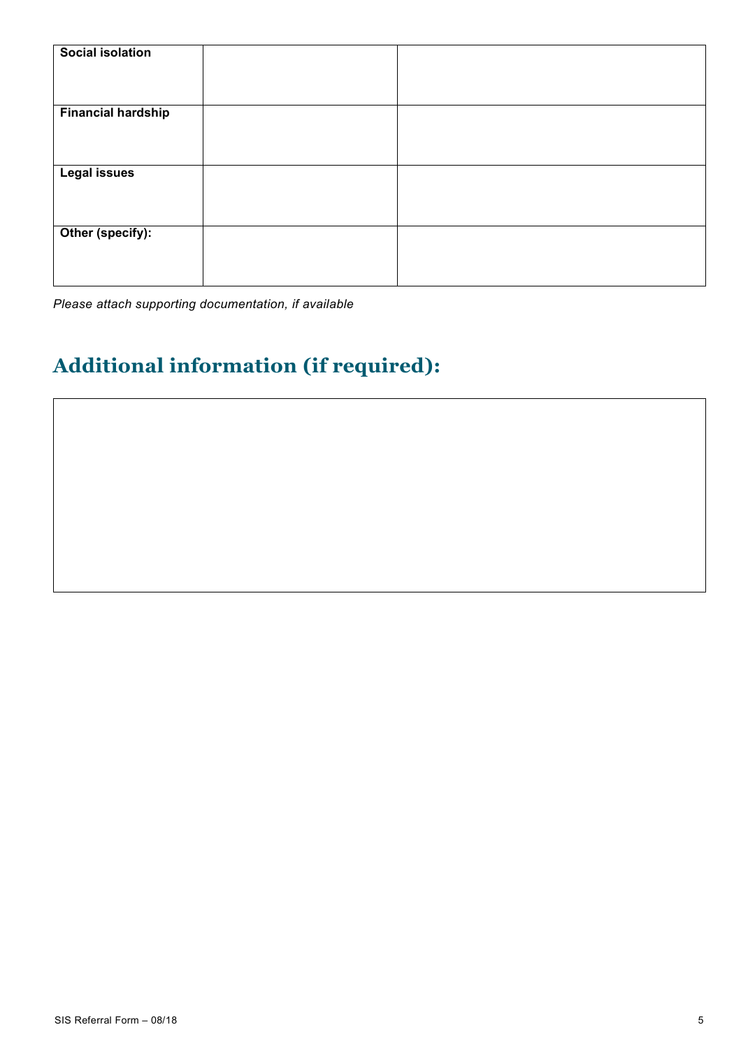| | | |
|---|---|---|
| **Social isolation** | | |
| **Financial hardship** | | |
| **Legal issues** | | |
| **Other (specify):** | | |

*Please attach supporting documentation, if available*

## Additional information (if required):

| |
|---|
| |